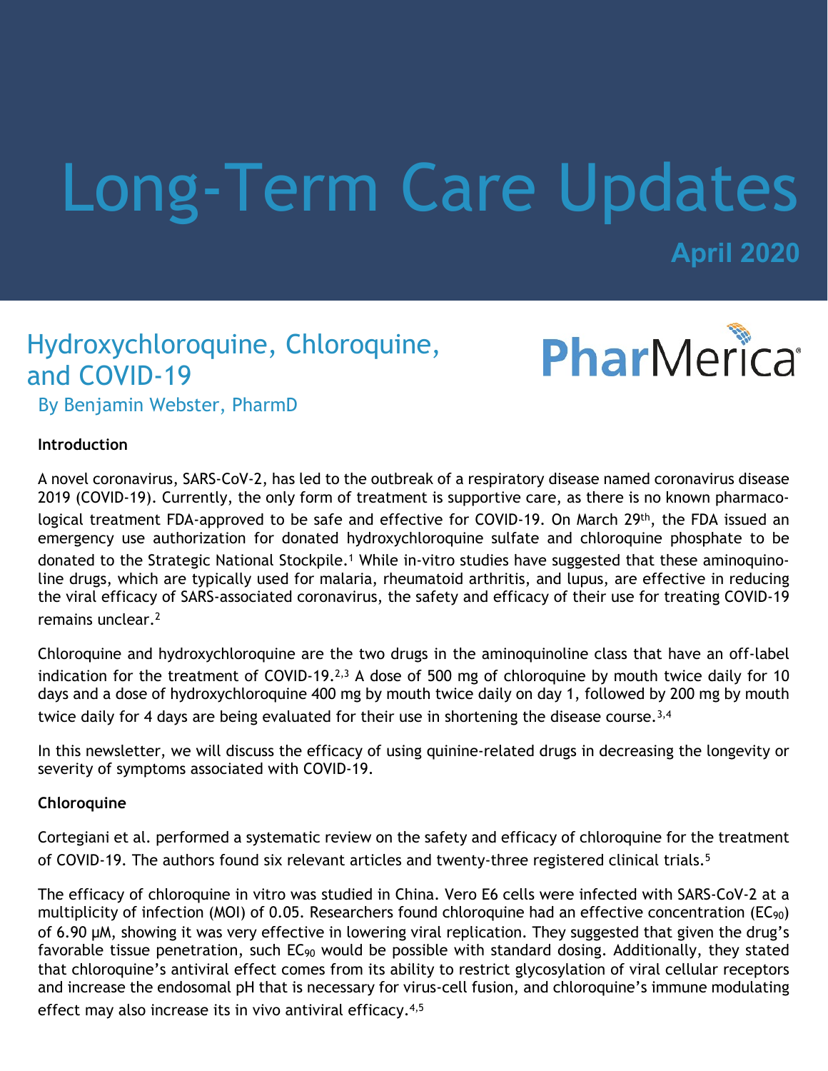# Long-Term Care Updates

**April 2020**

## Hydroxychloroquine, Chloroquine, and COVID-19

PharMerica

By Benjamin Webster, PharmD

**Introduction**

A novel coronavirus, SARS-CoV-2, has led to the outbreak of a respiratory disease named coronavirus disease 2019 (COVID-19). Currently, the only form of treatment is supportive care, as there is no known pharmacological treatment FDA-approved to be safe and effective for COVID-19. On March 29th, the FDA issued an emergency use authorization for donated hydroxychloroquine sulfate and chloroquine phosphate to be donated to the Strategic National Stockpile.[1] While in-vitro studies have suggested that these aminoquinoline drugs, which are typically used for malaria, rheumatoid arthritis, and lupus, are effective in reducing the viral efficacy of SARS-associated coronavirus, the safety and efficacy of their use for treating COVID-19 remains unclear.[2]

Chloroquine and hydroxychloroquine are the two drugs in the aminoquinoline class that have an off-label indication for the treatment of COVID-19.[2,3] A dose of 500 mg of chloroquine by mouth twice daily for 10 days and a dose of hydroxychloroquine 400 mg by mouth twice daily on day 1, followed by 200 mg by mouth twice daily for 4 days are being evaluated for their use in shortening the disease course.[3,4]

In this newsletter, we will discuss the efficacy of using quinine-related drugs in decreasing the longevity or severity of symptoms associated with COVID-19.

**Chloroquine**

Cortegiani et al. performed a systematic review on the safety and efficacy of chloroquine for the treatment of COVID-19. The authors found six relevant articles and twenty-three registered clinical trials.[5]

The efficacy of chloroquine in vitro was studied in China. Vero E6 cells were infected with SARS-CoV-2 at a multiplicity of infection (MOI) of 0.05. Researchers found chloroquine had an effective concentration ($EC_{90}$) of 6.90 μM, showing it was very effective in lowering viral replication. They suggested that given the drug's favorable tissue penetration, such $EC_{90}$ would be possible with standard dosing. Additionally, they stated that chloroquine's antiviral effect comes from its ability to restrict glycosylation of viral cellular receptors and increase the endosomal pH that is necessary for virus-cell fusion, and chloroquine's immune modulating effect may also increase its in vivo antiviral efficacy.[4,5]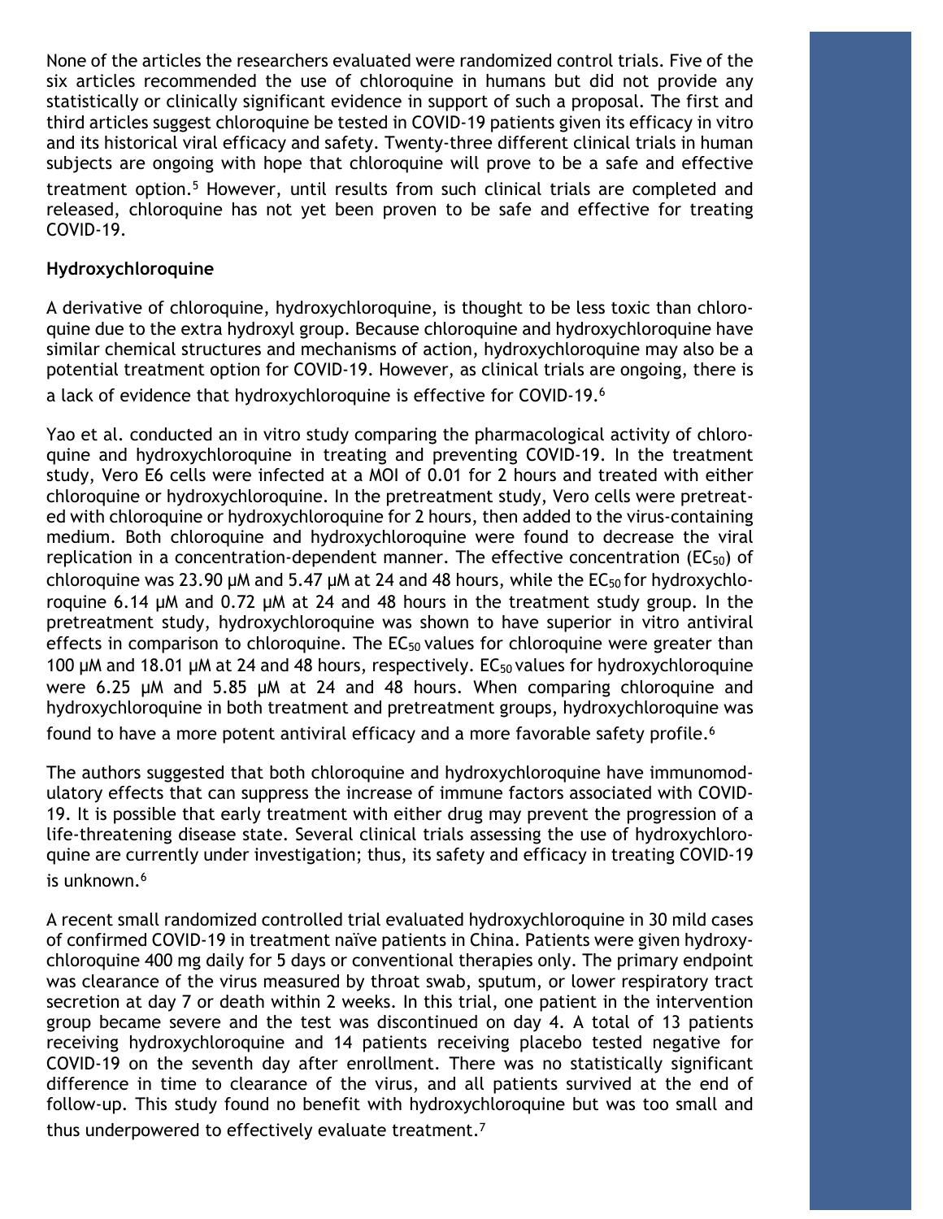None of the articles the researchers evaluated were randomized control trials. Five of the six articles recommended the use of chloroquine in humans but did not provide any statistically or clinically significant evidence in support of such a proposal. The first and third articles suggest chloroquine be tested in COVID-19 patients given its efficacy in vitro and its historical viral efficacy and safety. Twenty-three different clinical trials in human subjects are ongoing with hope that chloroquine will prove to be a safe and effective treatment option.[5] However, until results from such clinical trials are completed and released, chloroquine has not yet been proven to be safe and effective for treating COVID-19.

**Hydroxychloroquine**

A derivative of chloroquine, hydroxychloroquine, is thought to be less toxic than chloroquine due to the extra hydroxyl group. Because chloroquine and hydroxychloroquine have similar chemical structures and mechanisms of action, hydroxychloroquine may also be a potential treatment option for COVID-19. However, as clinical trials are ongoing, there is a lack of evidence that hydroxychloroquine is effective for COVID-19.[6]

Yao et al. conducted an in vitro study comparing the pharmacological activity of chloroquine and hydroxychloroquine in treating and preventing COVID-19. In the treatment study, Vero E6 cells were infected at a MOI of 0.01 for 2 hours and treated with either chloroquine or hydroxychloroquine. In the pretreatment study, Vero cells were pretreated with chloroquine or hydroxychloroquine for 2 hours, then added to the virus-containing medium. Both chloroquine and hydroxychloroquine were found to decrease the viral replication in a concentration-dependent manner. The effective concentration ($EC_{50}$) of chloroquine was 23.90 μM and 5.47 μM at 24 and 48 hours, while the $EC_{50}$ for hydroxychloroquine 6.14 μM and 0.72 μM at 24 and 48 hours in the treatment study group. In the pretreatment study, hydroxychloroquine was shown to have superior in vitro antiviral effects in comparison to chloroquine. The $EC_{50}$ values for chloroquine were greater than 100 μM and 18.01 μM at 24 and 48 hours, respectively. $EC_{50}$ values for hydroxychloroquine were 6.25 μM and 5.85 μM at 24 and 48 hours. When comparing chloroquine and hydroxychloroquine in both treatment and pretreatment groups, hydroxychloroquine was found to have a more potent antiviral efficacy and a more favorable safety profile.[6]

The authors suggested that both chloroquine and hydroxychloroquine have immunomodulatory effects that can suppress the increase of immune factors associated with COVID-19. It is possible that early treatment with either drug may prevent the progression of a life-threatening disease state. Several clinical trials assessing the use of hydroxychloroquine are currently under investigation; thus, its safety and efficacy in treating COVID-19 is unknown.[6]

A recent small randomized controlled trial evaluated hydroxychloroquine in 30 mild cases of confirmed COVID-19 in treatment naïve patients in China. Patients were given hydroxychloroquine 400 mg daily for 5 days or conventional therapies only. The primary endpoint was clearance of the virus measured by throat swab, sputum, or lower respiratory tract secretion at day 7 or death within 2 weeks. In this trial, one patient in the intervention group became severe and the test was discontinued on day 4. A total of 13 patients receiving hydroxychloroquine and 14 patients receiving placebo tested negative for COVID-19 on the seventh day after enrollment. There was no statistically significant difference in time to clearance of the virus, and all patients survived at the end of follow-up. This study found no benefit with hydroxychloroquine but was too small and thus underpowered to effectively evaluate treatment.[7]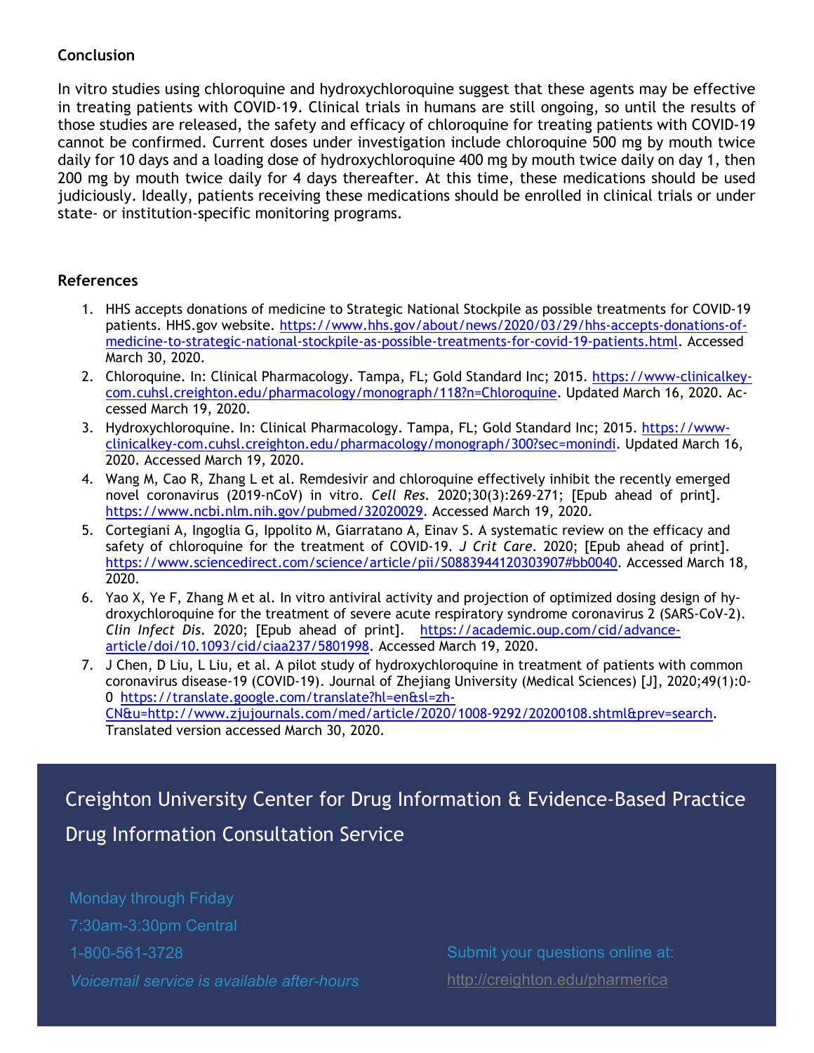## Conclusion

In vitro studies using chloroquine and hydroxychloroquine suggest that these agents may be effective in treating patients with COVID-19. Clinical trials in humans are still ongoing, so until the results of those studies are released, the safety and efficacy of chloroquine for treating patients with COVID-19 cannot be confirmed. Current doses under investigation include chloroquine 500 mg by mouth twice daily for 10 days and a loading dose of hydroxychloroquine 400 mg by mouth twice daily on day 1, then 200 mg by mouth twice daily for 4 days thereafter. At this time, these medications should be used judiciously. Ideally, patients receiving these medications should be enrolled in clinical trials or under state- or institution-specific monitoring programs.

## References

1. HHS accepts donations of medicine to Strategic National Stockpile as possible treatments for COVID-19 patients. HHS.gov website. https://www.hhs.gov/about/news/2020/03/29/hhs-accepts-donations-of-medicine-to-strategic-national-stockpile-as-possible-treatments-for-covid-19-patients.html. Accessed March 30, 2020.
2. Chloroquine. In: Clinical Pharmacology. Tampa, FL; Gold Standard Inc; 2015. https://www-clinicalkey-com.cuhsl.creighton.edu/pharmacology/monograph/118?n=Chloroquine. Updated March 16, 2020. Accessed March 19, 2020.
3. Hydroxychloroquine. In: Clinical Pharmacology. Tampa, FL; Gold Standard Inc; 2015. https://www-clinicalkey-com.cuhsl.creighton.edu/pharmacology/monograph/300?sec=monindi. Updated March 16, 2020. Accessed March 19, 2020.
4. Wang M, Cao R, Zhang L et al. Remdesivir and chloroquine effectively inhibit the recently emerged novel coronavirus (2019-nCoV) in vitro. *Cell Res*. 2020;30(3):269-271; [Epub ahead of print]. https://www.ncbi.nlm.nih.gov/pubmed/32020029. Accessed March 19, 2020.
5. Cortegiani A, Ingoglia G, Ippolito M, Giarratano A, Einav S. A systematic review on the efficacy and safety of chloroquine for the treatment of COVID-19. *J Crit Care*. 2020; [Epub ahead of print]. https://www.sciencedirect.com/science/article/pii/S0883944120303907#bb0040. Accessed March 18, 2020.
6. Yao X, Ye F, Zhang M et al. In vitro antiviral activity and projection of optimized dosing design of hydroxychloroquine for the treatment of severe acute respiratory syndrome coronavirus 2 (SARS-CoV-2). *Clin Infect Dis*. 2020; [Epub ahead of print]. https://academic.oup.com/cid/advance-article/doi/10.1093/cid/ciaa237/5801998. Accessed March 19, 2020.
7. J Chen, D Liu, L Liu, et al. A pilot study of hydroxychloroquine in treatment of patients with common coronavirus disease-19 (COVID-19). Journal of Zhejiang University (Medical Sciences) [J], 2020;49(1):0-0 https://translate.google.com/translate?hl=en&sl=zh-CN&u=http://www.zjujournals.com/med/article/2020/1008-9292/20200108.shtml&prev=search. Translated version accessed March 30, 2020.

Creighton University Center for Drug Information & Evidence-Based Practice

Drug Information Consultation Service

Monday through Friday

7:30am-3:30pm Central

1-800-561-3728

*Voicemail service is available after-hours*

Submit your questions online at:

http://creighton.edu/pharmerica